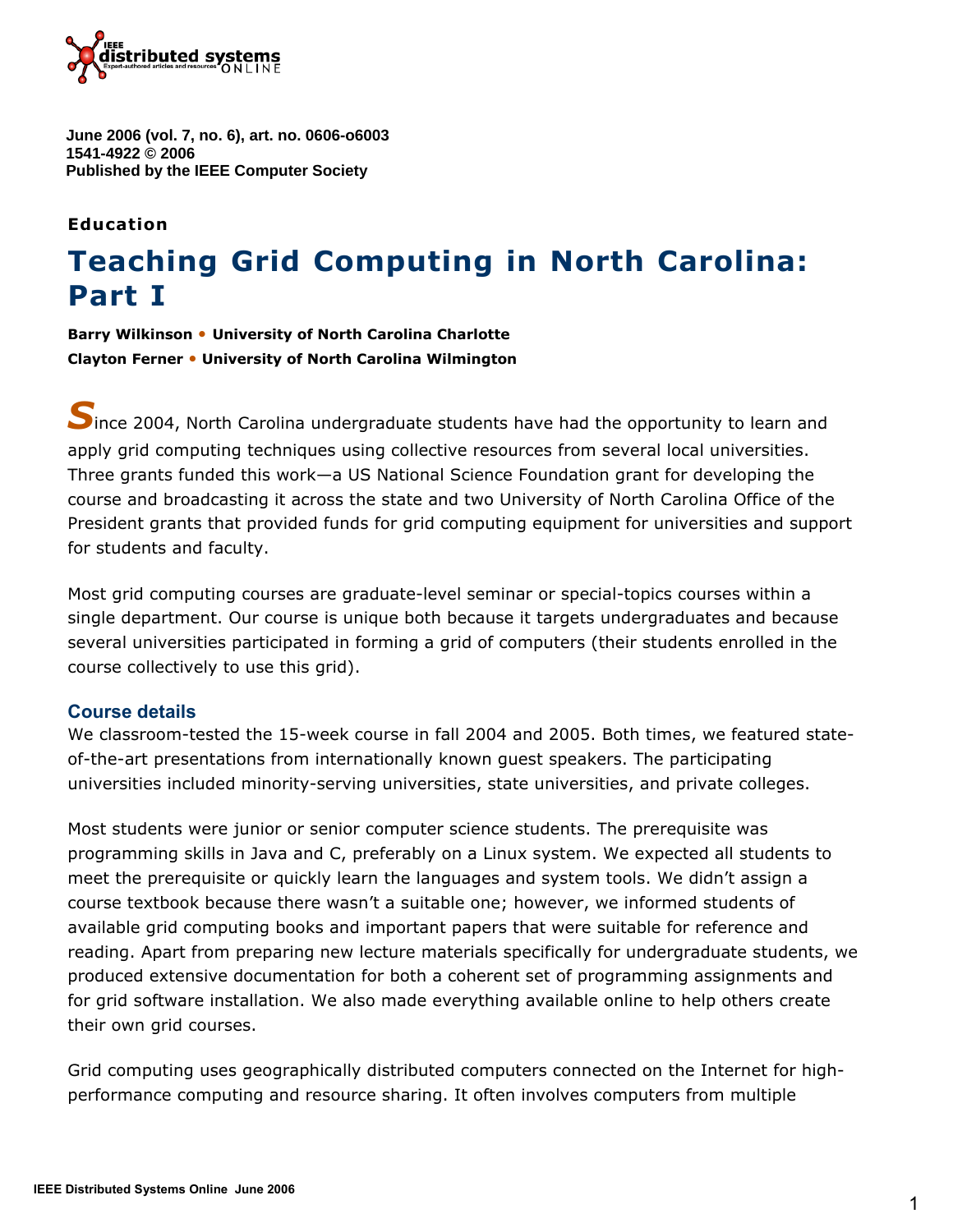June 2006 (vol. 7, no. 6), art. no. 0606-o6003
1541-4922 © 2006
Published by the IEEE Computer Society

**Education**

# Teaching Grid Computing in North Carolina: Part I

**Barry Wilkinson • University of North Carolina Charlotte**
**Clayton Ferner • University of North Carolina Wilmington**

Since 2004, North Carolina undergraduate students have had the opportunity to learn and apply grid computing techniques using collective resources from several local universities. Three grants funded this work—a US National Science Foundation grant for developing the course and broadcasting it across the state and two University of North Carolina Office of the President grants that provided funds for grid computing equipment for universities and support for students and faculty.

Most grid computing courses are graduate-level seminar or special-topics courses within a single department. Our course is unique both because it targets undergraduates and because several universities participated in forming a grid of computers (their students enrolled in the course collectively to use this grid).

## Course details

We classroom-tested the 15-week course in fall 2004 and 2005. Both times, we featured state-of-the-art presentations from internationally known guest speakers. The participating universities included minority-serving universities, state universities, and private colleges.

Most students were junior or senior computer science students. The prerequisite was programming skills in Java and C, preferably on a Linux system. We expected all students to meet the prerequisite or quickly learn the languages and system tools. We didn't assign a course textbook because there wasn't a suitable one; however, we informed students of available grid computing books and important papers that were suitable for reference and reading. Apart from preparing new lecture materials specifically for undergraduate students, we produced extensive documentation for both a coherent set of programming assignments and for grid software installation. We also made everything available online to help others create their own grid courses.

Grid computing uses geographically distributed computers connected on the Internet for high-performance computing and resource sharing. It often involves computers from multiple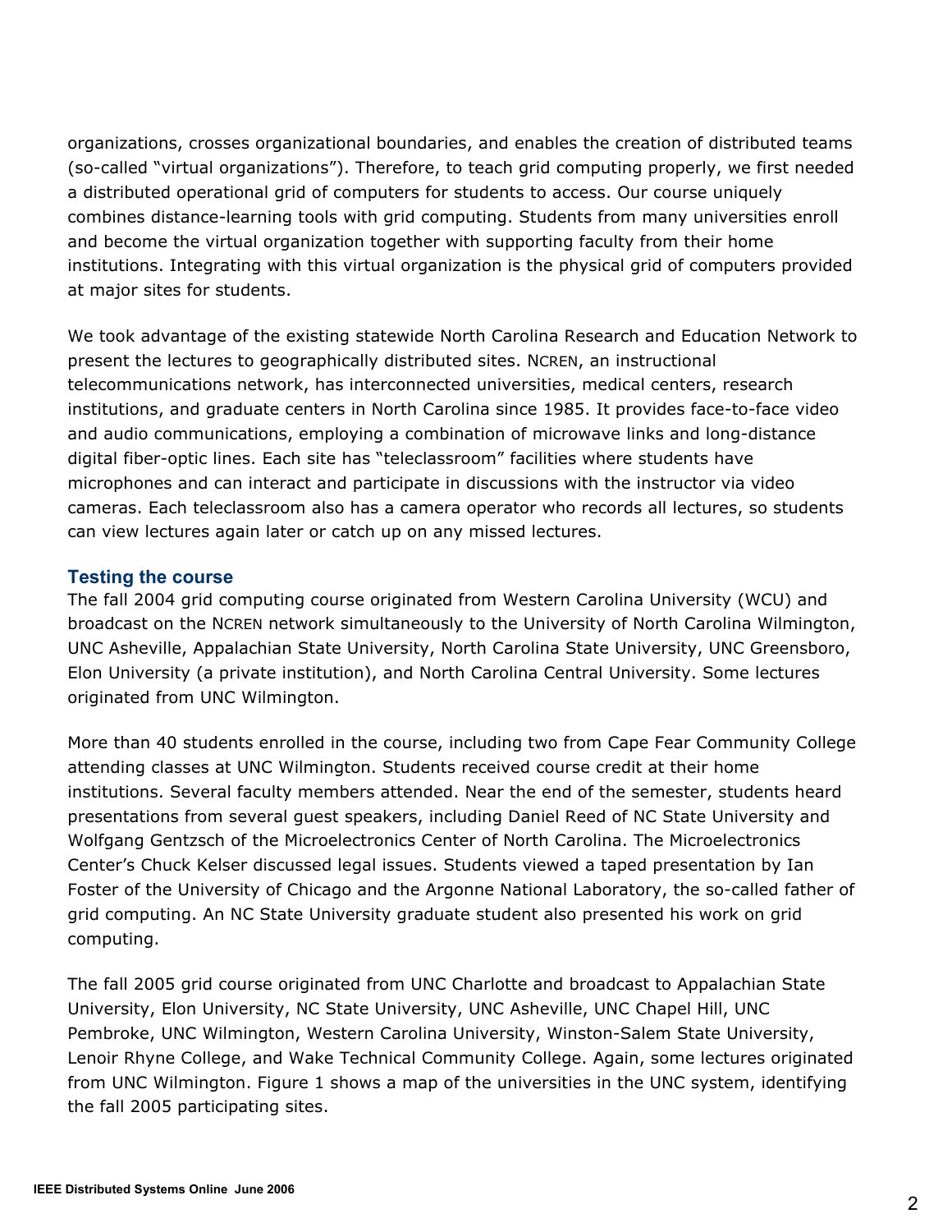organizations, crosses organizational boundaries, and enables the creation of distributed teams (so-called "virtual organizations"). Therefore, to teach grid computing properly, we first needed a distributed operational grid of computers for students to access. Our course uniquely combines distance-learning tools with grid computing. Students from many universities enroll and become the virtual organization together with supporting faculty from their home institutions. Integrating with this virtual organization is the physical grid of computers provided at major sites for students.

We took advantage of the existing statewide North Carolina Research and Education Network to present the lectures to geographically distributed sites. NCREN, an instructional telecommunications network, has interconnected universities, medical centers, research institutions, and graduate centers in North Carolina since 1985. It provides face-to-face video and audio communications, employing a combination of microwave links and long-distance digital fiber-optic lines. Each site has "teleclassroom" facilities where students have microphones and can interact and participate in discussions with the instructor via video cameras. Each teleclassroom also has a camera operator who records all lectures, so students can view lectures again later or catch up on any missed lectures.

### Testing the course

The fall 2004 grid computing course originated from Western Carolina University (WCU) and broadcast on the NCREN network simultaneously to the University of North Carolina Wilmington, UNC Asheville, Appalachian State University, North Carolina State University, UNC Greensboro, Elon University (a private institution), and North Carolina Central University. Some lectures originated from UNC Wilmington.

More than 40 students enrolled in the course, including two from Cape Fear Community College attending classes at UNC Wilmington. Students received course credit at their home institutions. Several faculty members attended. Near the end of the semester, students heard presentations from several guest speakers, including Daniel Reed of NC State University and Wolfgang Gentzsch of the Microelectronics Center of North Carolina. The Microelectronics Center's Chuck Kelser discussed legal issues. Students viewed a taped presentation by Ian Foster of the University of Chicago and the Argonne National Laboratory, the so-called father of grid computing. An NC State University graduate student also presented his work on grid computing.

The fall 2005 grid course originated from UNC Charlotte and broadcast to Appalachian State University, Elon University, NC State University, UNC Asheville, UNC Chapel Hill, UNC Pembroke, UNC Wilmington, Western Carolina University, Winston-Salem State University, Lenoir Rhyne College, and Wake Technical Community College. Again, some lectures originated from UNC Wilmington. Figure 1 shows a map of the universities in the UNC system, identifying the fall 2005 participating sites.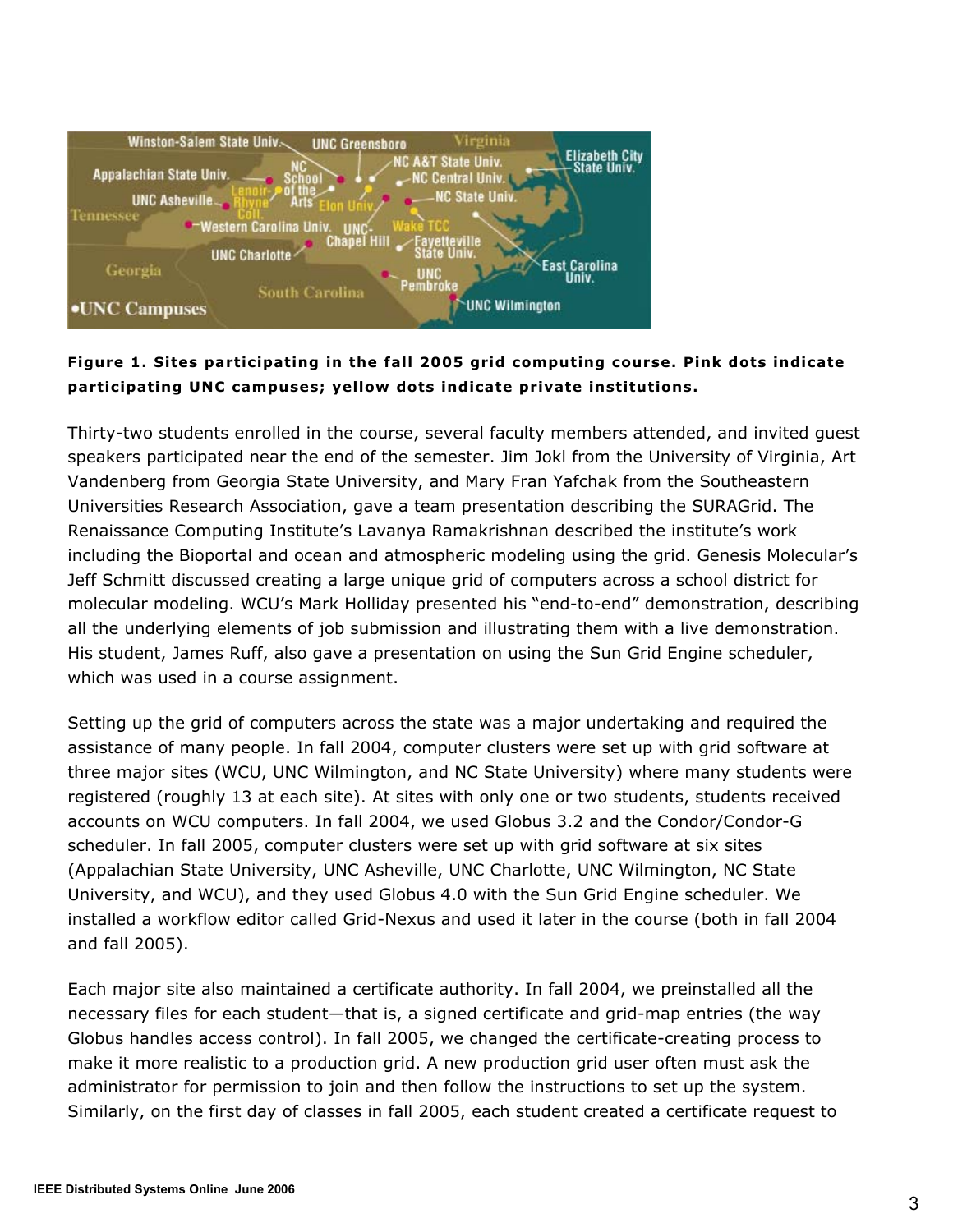**Figure 1. Sites participating in the fall 2005 grid computing course. Pink dots indicate participating UNC campuses; yellow dots indicate private institutions.**

Thirty-two students enrolled in the course, several faculty members attended, and invited guest speakers participated near the end of the semester. Jim Jokl from the University of Virginia, Art Vandenberg from Georgia State University, and Mary Fran Yafchak from the Southeastern Universities Research Association, gave a team presentation describing the SURAGrid. The Renaissance Computing Institute's Lavanya Ramakrishnan described the institute's work including the Bioportal and ocean and atmospheric modeling using the grid. Genesis Molecular's Jeff Schmitt discussed creating a large unique grid of computers across a school district for molecular modeling. WCU's Mark Holliday presented his "end-to-end" demonstration, describing all the underlying elements of job submission and illustrating them with a live demonstration. His student, James Ruff, also gave a presentation on using the Sun Grid Engine scheduler, which was used in a course assignment.

Setting up the grid of computers across the state was a major undertaking and required the assistance of many people. In fall 2004, computer clusters were set up with grid software at three major sites (WCU, UNC Wilmington, and NC State University) where many students were registered (roughly 13 at each site). At sites with only one or two students, students received accounts on WCU computers. In fall 2004, we used Globus 3.2 and the Condor/Condor-G scheduler. In fall 2005, computer clusters were set up with grid software at six sites (Appalachian State University, UNC Asheville, UNC Charlotte, UNC Wilmington, NC State University, and WCU), and they used Globus 4.0 with the Sun Grid Engine scheduler. We installed a workflow editor called Grid-Nexus and used it later in the course (both in fall 2004 and fall 2005).

Each major site also maintained a certificate authority. In fall 2004, we preinstalled all the necessary files for each student—that is, a signed certificate and grid-map entries (the way Globus handles access control). In fall 2005, we changed the certificate-creating process to make it more realistic to a production grid. A new production grid user often must ask the administrator for permission to join and then follow the instructions to set up the system. Similarly, on the first day of classes in fall 2005, each student created a certificate request to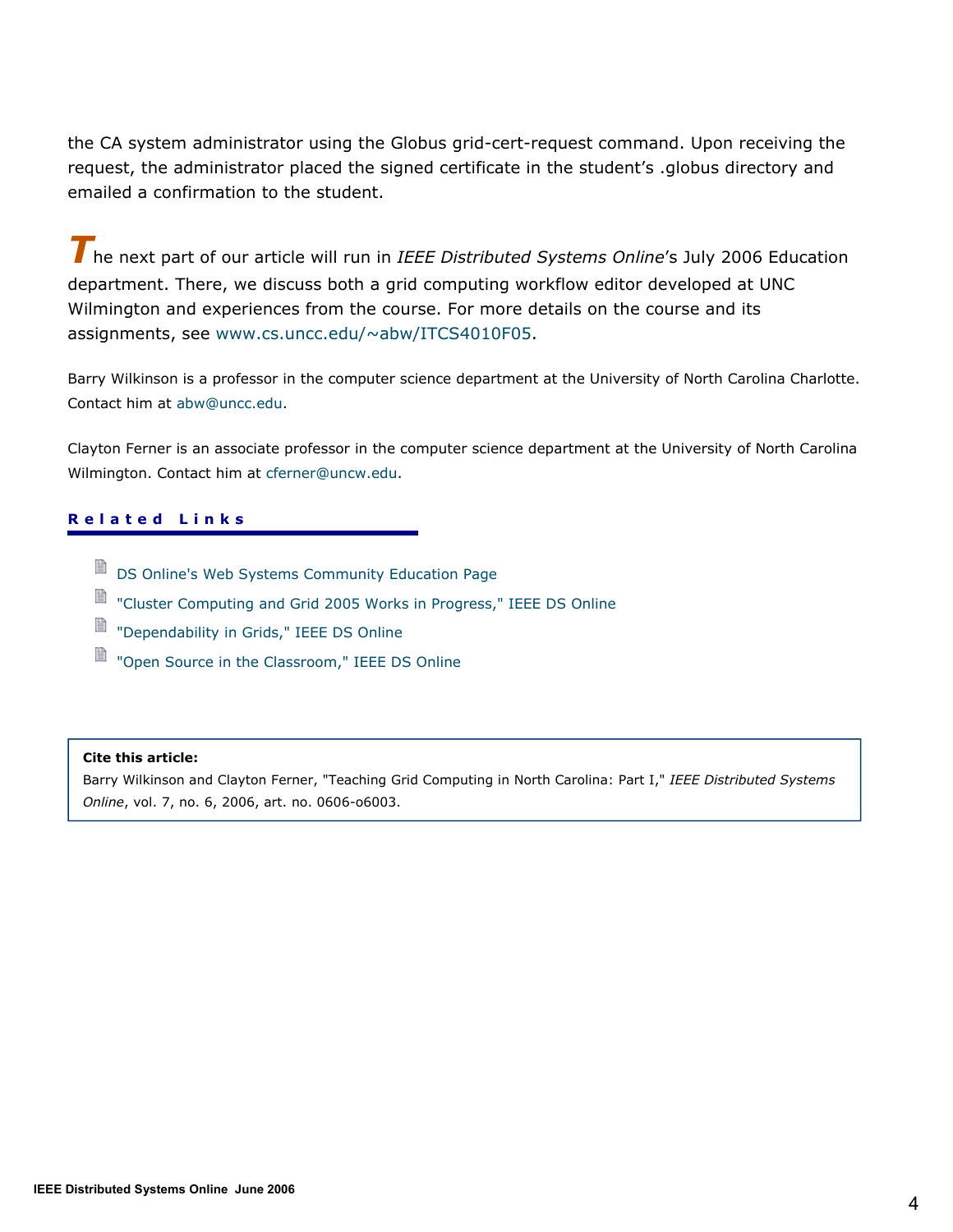the CA system administrator using the Globus grid-cert-request command. Upon receiving the request, the administrator placed the signed certificate in the student's .globus directory and emailed a confirmation to the student.

The next part of our article will run in *IEEE Distributed Systems Online*'s July 2006 Education department. There, we discuss both a grid computing workflow editor developed at UNC Wilmington and experiences from the course. For more details on the course and its assignments, see www.cs.uncc.edu/~abw/ITCS4010F05.

Barry Wilkinson is a professor in the computer science department at the University of North Carolina Charlotte. Contact him at abw@uncc.edu.

Clayton Ferner is an associate professor in the computer science department at the University of North Carolina Wilmington. Contact him at cferner@uncw.edu.

## Related Links

- DS Online's Web Systems Community Education Page
- "Cluster Computing and Grid 2005 Works in Progress," IEEE DS Online
- "Dependability in Grids," IEEE DS Online
- "Open Source in the Classroom," IEEE DS Online

**Cite this article:**
Barry Wilkinson and Clayton Ferner, "Teaching Grid Computing in North Carolina: Part I," *IEEE Distributed Systems Online*, vol. 7, no. 6, 2006, art. no. 0606-o6003.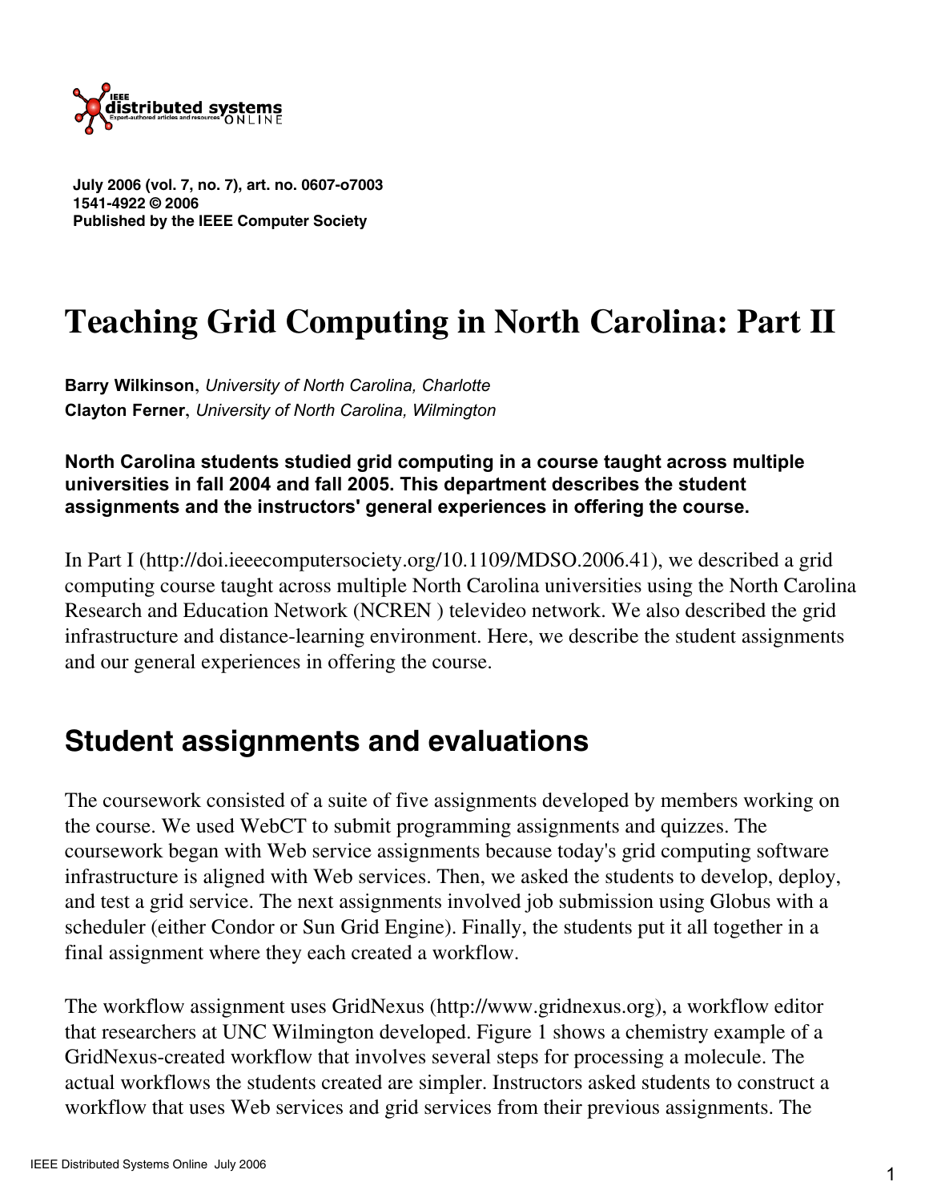July 2006 (vol. 7, no. 7), art. no. 0607-o7003
1541-4922 © 2006
Published by the IEEE Computer Society

# Teaching Grid Computing in North Carolina: Part II

**Barry Wilkinson**, *University of North Carolina, Charlotte*
**Clayton Ferner**, *University of North Carolina, Wilmington*

**North Carolina students studied grid computing in a course taught across multiple universities in fall 2004 and fall 2005. This department describes the student assignments and the instructors' general experiences in offering the course.**

In Part I (http://doi.ieeecomputersociety.org/10.1109/MDSO.2006.41), we described a grid computing course taught across multiple North Carolina universities using the North Carolina Research and Education Network (NCREN ) televideo network. We also described the grid infrastructure and distance-learning environment. Here, we describe the student assignments and our general experiences in offering the course.

## Student assignments and evaluations

The coursework consisted of a suite of five assignments developed by members working on the course. We used WebCT to submit programming assignments and quizzes. The coursework began with Web service assignments because today's grid computing software infrastructure is aligned with Web services. Then, we asked the students to develop, deploy, and test a grid service. The next assignments involved job submission using Globus with a scheduler (either Condor or Sun Grid Engine). Finally, the students put it all together in a final assignment where they each created a workflow.

The workflow assignment uses GridNexus (http://www.gridnexus.org), a workflow editor that researchers at UNC Wilmington developed. Figure 1 shows a chemistry example of a GridNexus-created workflow that involves several steps for processing a molecule. The actual workflows the students created are simpler. Instructors asked students to construct a workflow that uses Web services and grid services from their previous assignments. The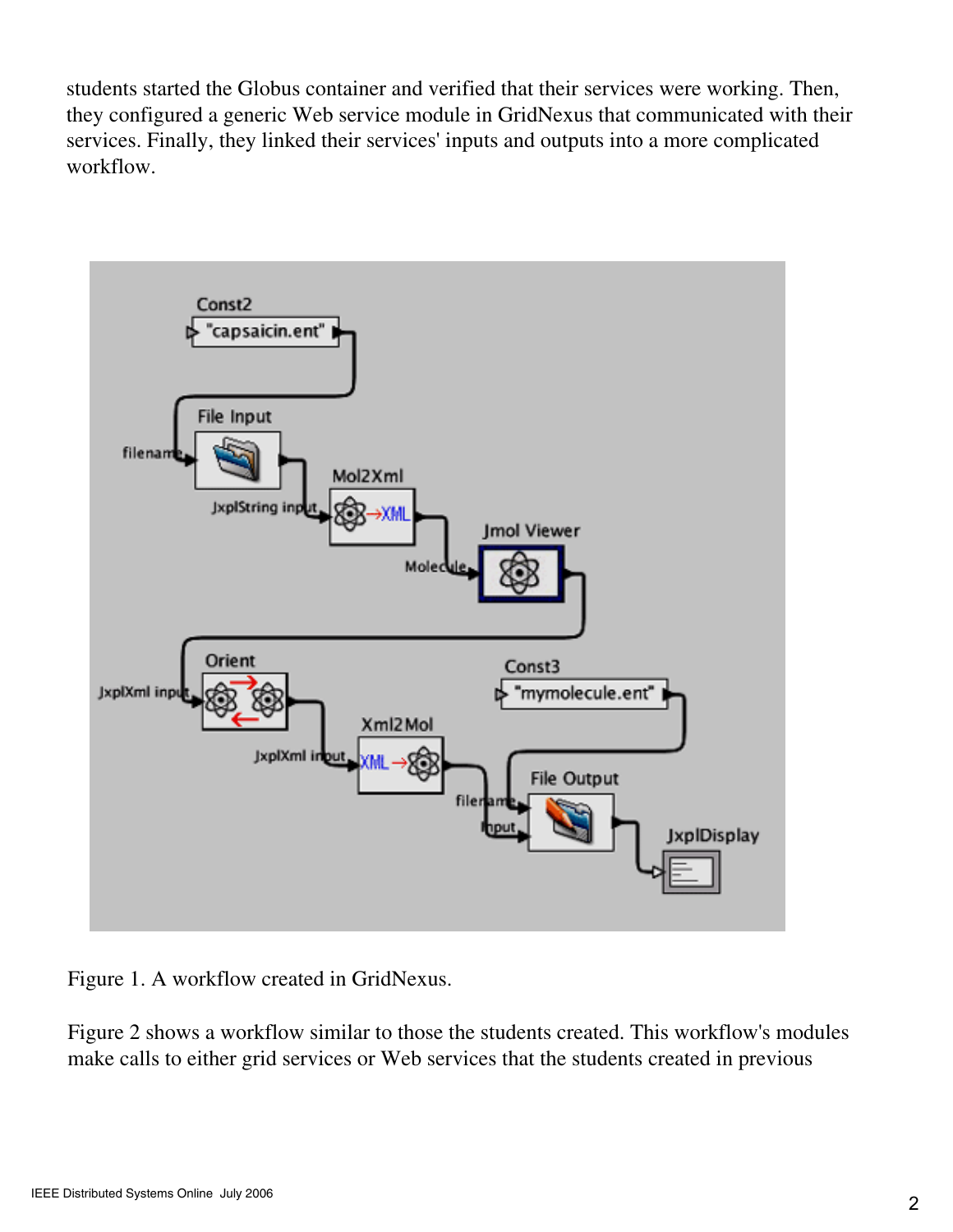students started the Globus container and verified that their services were working. Then, they configured a generic Web service module in GridNexus that communicated with their services. Finally, they linked their services' inputs and outputs into a more complicated workflow.

Figure 1. A workflow created in GridNexus.

Figure 2 shows a workflow similar to those the students created. This workflow's modules make calls to either grid services or Web services that the students created in previous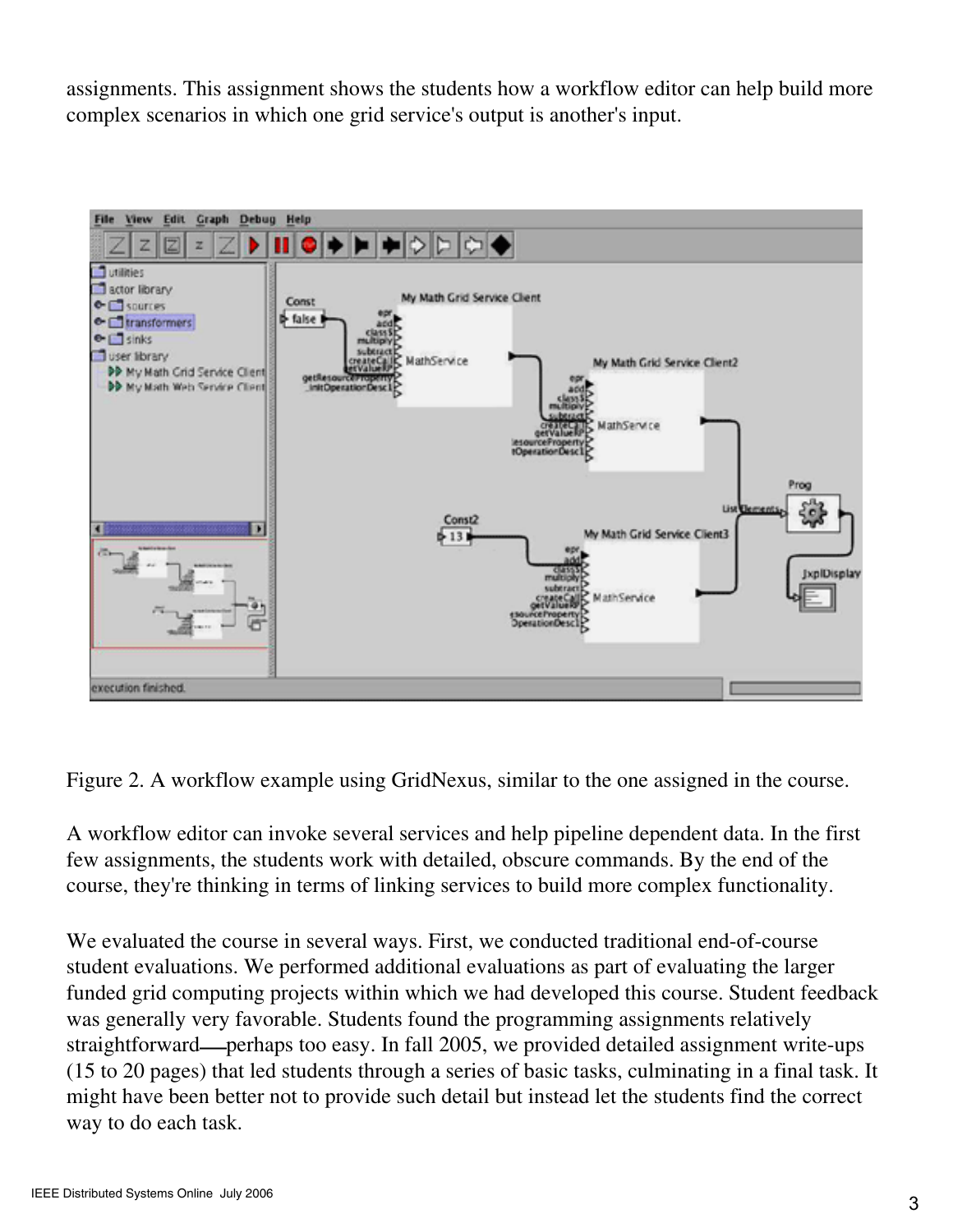assignments. This assignment shows the students how a workflow editor can help build more complex scenarios in which one grid service's output is another's input.

Figure 2. A workflow example using GridNexus, similar to the one assigned in the course.

A workflow editor can invoke several services and help pipeline dependent data. In the first few assignments, the students work with detailed, obscure commands. By the end of the course, they're thinking in terms of linking services to build more complex functionality.

We evaluated the course in several ways. First, we conducted traditional end-of-course student evaluations. We performed additional evaluations as part of evaluating the larger funded grid computing projects within which we had developed this course. Student feedback was generally very favorable. Students found the programming assignments relatively straightforward—perhaps too easy. In fall 2005, we provided detailed assignment write-ups (15 to 20 pages) that led students through a series of basic tasks, culminating in a final task. It might have been better not to provide such detail but instead let the students find the correct way to do each task.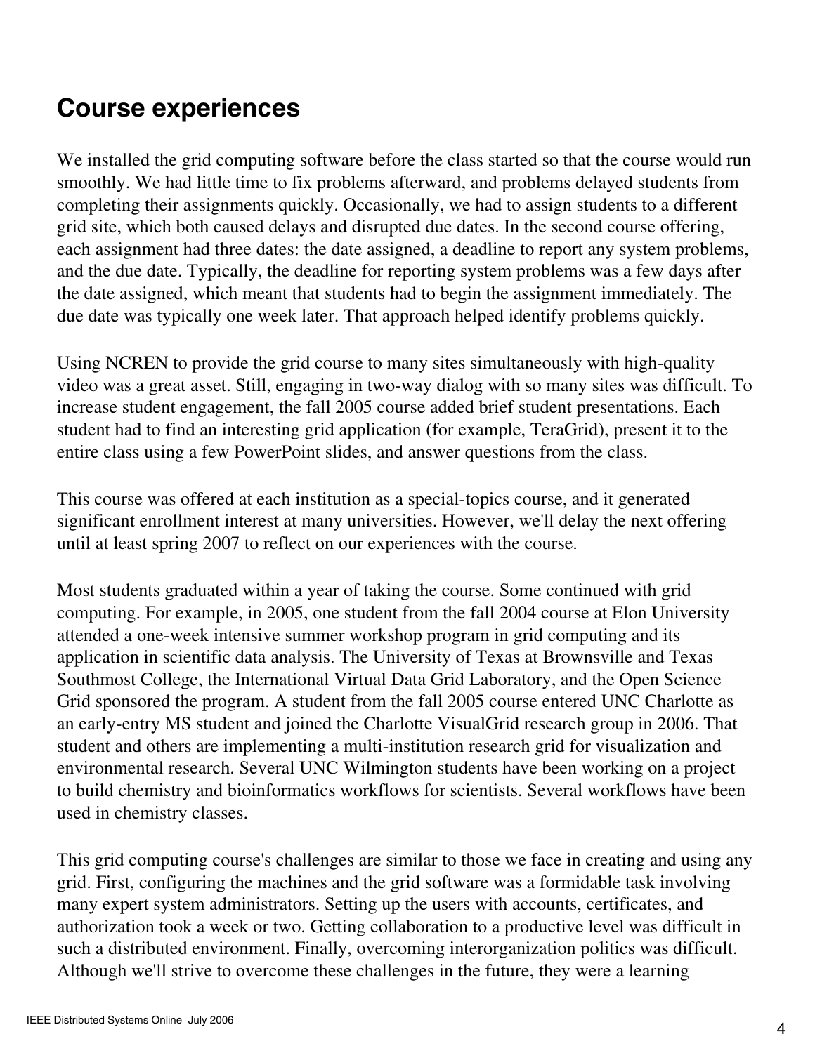## Course experiences

We installed the grid computing software before the class started so that the course would run smoothly. We had little time to fix problems afterward, and problems delayed students from completing their assignments quickly. Occasionally, we had to assign students to a different grid site, which both caused delays and disrupted due dates. In the second course offering, each assignment had three dates: the date assigned, a deadline to report any system problems, and the due date. Typically, the deadline for reporting system problems was a few days after the date assigned, which meant that students had to begin the assignment immediately. The due date was typically one week later. That approach helped identify problems quickly.

Using NCREN to provide the grid course to many sites simultaneously with high-quality video was a great asset. Still, engaging in two-way dialog with so many sites was difficult. To increase student engagement, the fall 2005 course added brief student presentations. Each student had to find an interesting grid application (for example, TeraGrid), present it to the entire class using a few PowerPoint slides, and answer questions from the class.

This course was offered at each institution as a special-topics course, and it generated significant enrollment interest at many universities. However, we'll delay the next offering until at least spring 2007 to reflect on our experiences with the course.

Most students graduated within a year of taking the course. Some continued with grid computing. For example, in 2005, one student from the fall 2004 course at Elon University attended a one-week intensive summer workshop program in grid computing and its application in scientific data analysis. The University of Texas at Brownsville and Texas Southmost College, the International Virtual Data Grid Laboratory, and the Open Science Grid sponsored the program. A student from the fall 2005 course entered UNC Charlotte as an early-entry MS student and joined the Charlotte VisualGrid research group in 2006. That student and others are implementing a multi-institution research grid for visualization and environmental research. Several UNC Wilmington students have been working on a project to build chemistry and bioinformatics workflows for scientists. Several workflows have been used in chemistry classes.

This grid computing course's challenges are similar to those we face in creating and using any grid. First, configuring the machines and the grid software was a formidable task involving many expert system administrators. Setting up the users with accounts, certificates, and authorization took a week or two. Getting collaboration to a productive level was difficult in such a distributed environment. Finally, overcoming interorganization politics was difficult. Although we'll strive to overcome these challenges in the future, they were a learning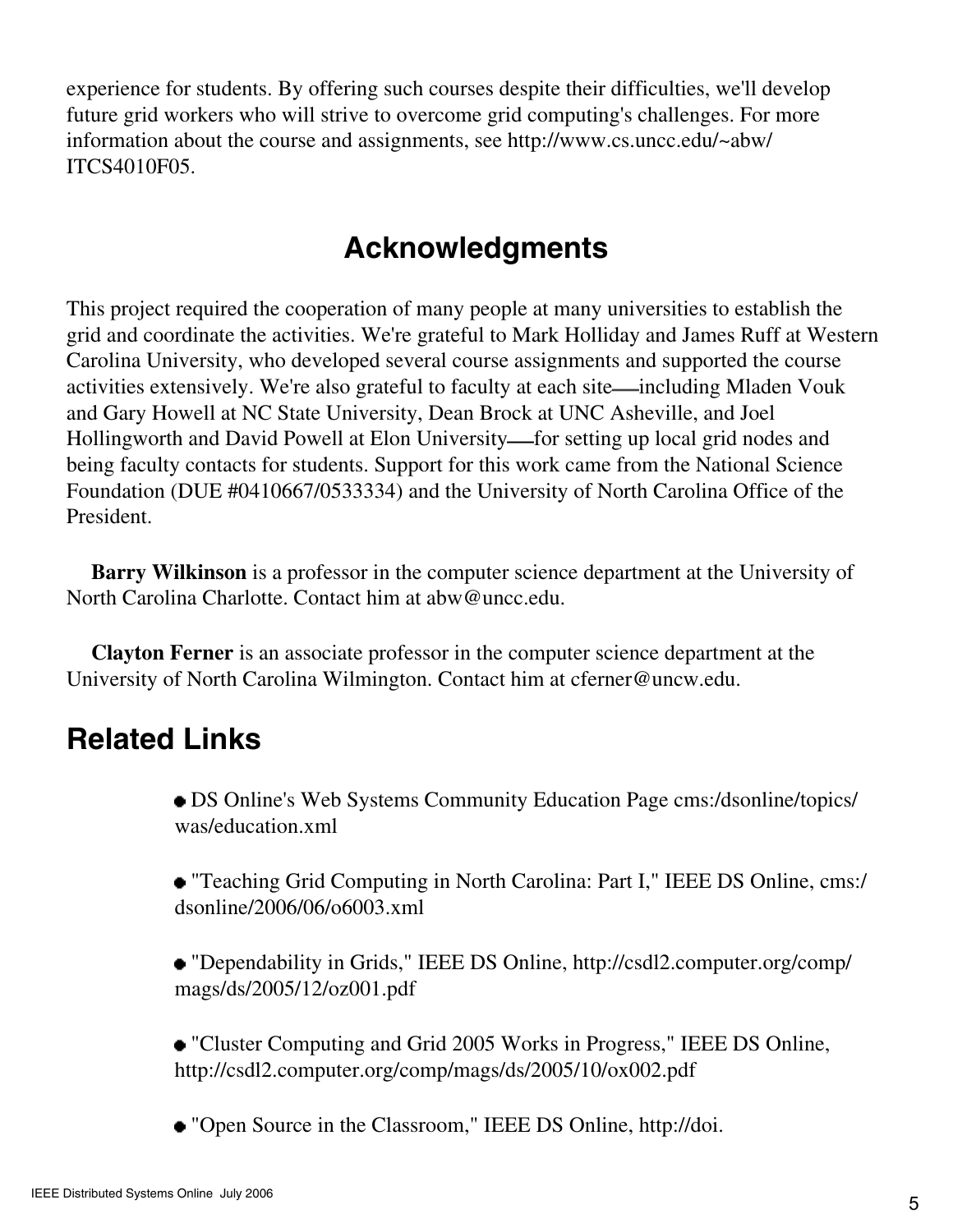experience for students. By offering such courses despite their difficulties, we'll develop future grid workers who will strive to overcome grid computing's challenges. For more information about the course and assignments, see http://www.cs.uncc.edu/~abw/ITCS4010F05.

## Acknowledgments

This project required the cooperation of many people at many universities to establish the grid and coordinate the activities. We're grateful to Mark Holliday and James Ruff at Western Carolina University, who developed several course assignments and supported the course activities extensively. We're also grateful to faculty at each site—including Mladen Vouk and Gary Howell at NC State University, Dean Brock at UNC Asheville, and Joel Hollingworth and David Powell at Elon University—for setting up local grid nodes and being faculty contacts for students. Support for this work came from the National Science Foundation (DUE #0410667/0533334) and the University of North Carolina Office of the President.

**Barry Wilkinson** is a professor in the computer science department at the University of North Carolina Charlotte. Contact him at abw@uncc.edu.

**Clayton Ferner** is an associate professor in the computer science department at the University of North Carolina Wilmington. Contact him at cferner@uncw.edu.

## Related Links

- DS Online's Web Systems Community Education Page cms:/dsonline/topics/was/education.xml
- "Teaching Grid Computing in North Carolina: Part I," IEEE DS Online, cms:/dsonline/2006/06/o6003.xml
- "Dependability in Grids," IEEE DS Online, http://csdl2.computer.org/comp/mags/ds/2005/12/oz001.pdf
- "Cluster Computing and Grid 2005 Works in Progress," IEEE DS Online, http://csdl2.computer.org/comp/mags/ds/2005/10/ox002.pdf
- "Open Source in the Classroom," IEEE DS Online, http://doi.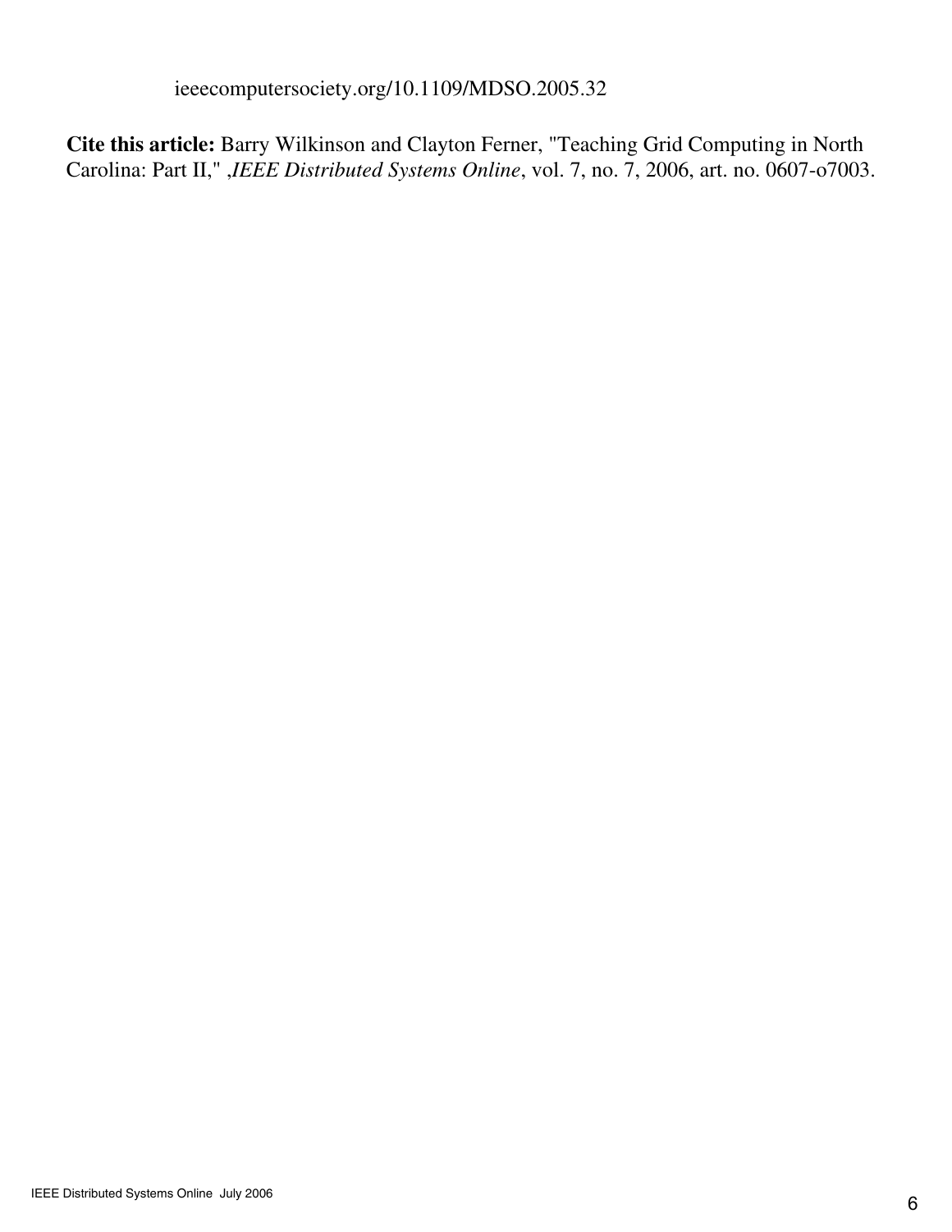ieeecomputersociety.org/10.1109/MDSO.2005.32

**Cite this article:** Barry Wilkinson and Clayton Ferner, "Teaching Grid Computing in North Carolina: Part II," ,*IEEE Distributed Systems Online*, vol. 7, no. 7, 2006, art. no. 0607-o7003.